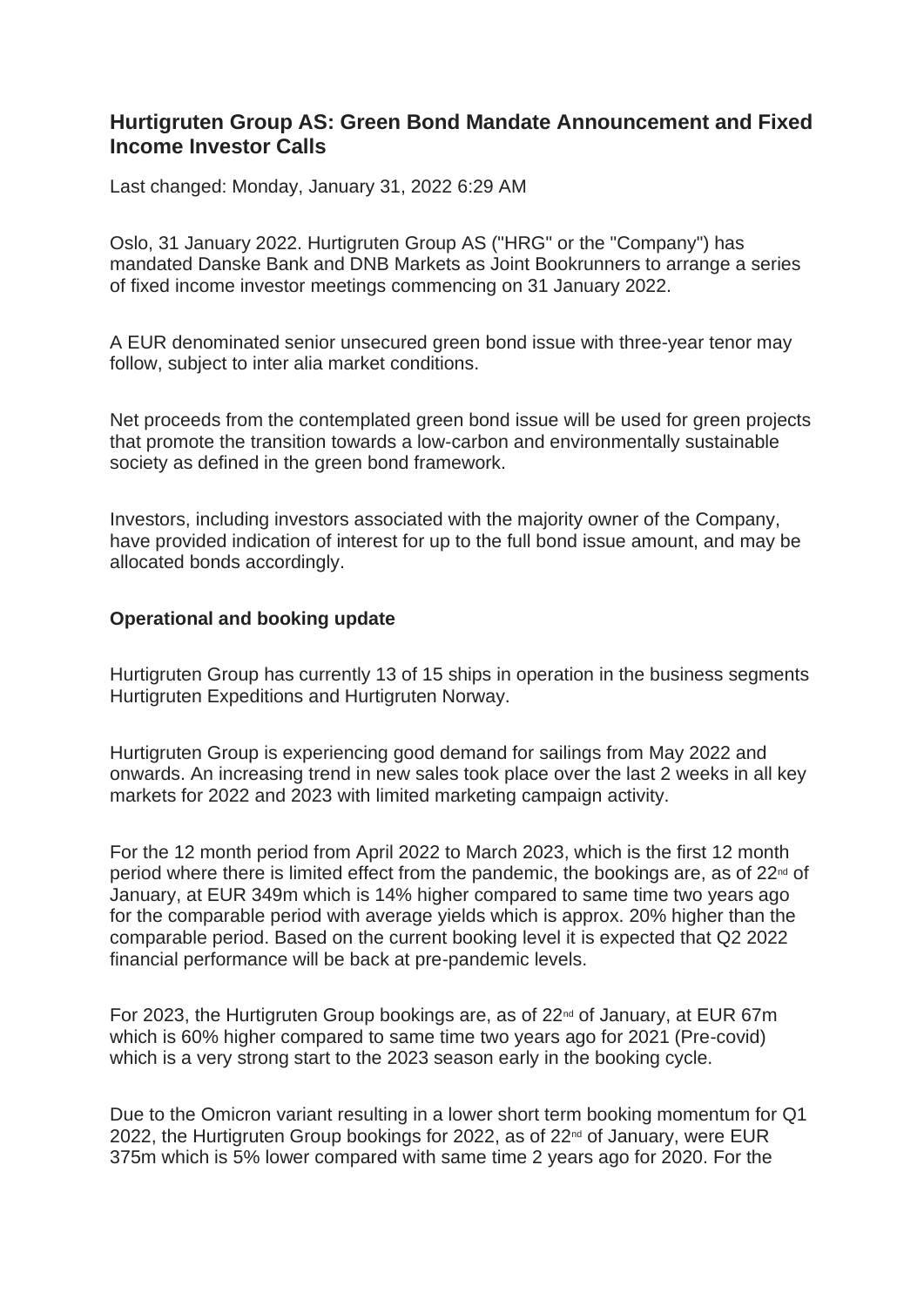# Hurtigruten Group AS: Green Bond Mandate Announcement and Fixed Income Investor Calls

Last changed: Monday, January 31, 2022 6:29 AM

Oslo, 31 January 2022. Hurtigruten Group AS ("HRG" or the "Company") has mandated Danske Bank and DNB Markets as Joint Bookrunners to arrange a series of fixed income investor meetings commencing on 31 January 2022.

A EUR denominated senior unsecured green bond issue with three-year tenor may follow, subject to inter alia market conditions.

Net proceeds from the contemplated green bond issue will be used for green projects that promote the transition towards a low-carbon and environmentally sustainable society as defined in the green bond framework.

Investors, including investors associated with the majority owner of the Company, have provided indication of interest for up to the full bond issue amount, and may be allocated bonds accordingly.

**Operational and booking update**

Hurtigruten Group has currently 13 of 15 ships in operation in the business segments Hurtigruten Expeditions and Hurtigruten Norway.

Hurtigruten Group is experiencing good demand for sailings from May 2022 and onwards. An increasing trend in new sales took place over the last 2 weeks in all key markets for 2022 and 2023 with limited marketing campaign activity.

For the 12 month period from April 2022 to March 2023, which is the first 12 month period where there is limited effect from the pandemic, the bookings are, as of 22nd of January, at EUR 349m which is 14% higher compared to same time two years ago for the comparable period with average yields which is approx. 20% higher than the comparable period. Based on the current booking level it is expected that Q2 2022 financial performance will be back at pre-pandemic levels.

For 2023, the Hurtigruten Group bookings are, as of 22nd of January, at EUR 67m which is 60% higher compared to same time two years ago for 2021 (Pre-covid) which is a very strong start to the 2023 season early in the booking cycle.

Due to the Omicron variant resulting in a lower short term booking momentum for Q1 2022, the Hurtigruten Group bookings for 2022, as of 22nd of January, were EUR 375m which is 5% lower compared with same time 2 years ago for 2020. For the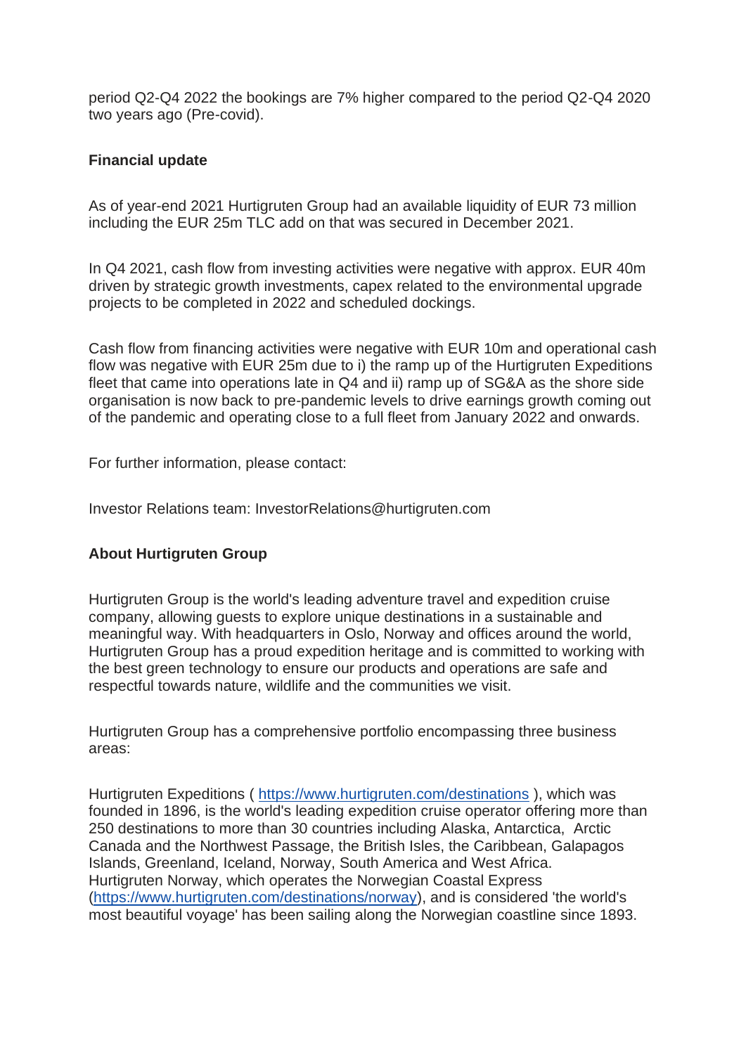period Q2-Q4 2022 the bookings are 7% higher compared to the period Q2-Q4 2020 two years ago (Pre-covid).

**Financial update**

As of year-end 2021 Hurtigruten Group had an available liquidity of EUR 73 million including the EUR 25m TLC add on that was secured in December 2021.

In Q4 2021, cash flow from investing activities were negative with approx. EUR 40m driven by strategic growth investments, capex related to the environmental upgrade projects to be completed in 2022 and scheduled dockings.

Cash flow from financing activities were negative with EUR 10m and operational cash flow was negative with EUR 25m due to i) the ramp up of the Hurtigruten Expeditions fleet that came into operations late in Q4 and ii) ramp up of SG&A as the shore side organisation is now back to pre-pandemic levels to drive earnings growth coming out of the pandemic and operating close to a full fleet from January 2022 and onwards.

For further information, please contact:

Investor Relations team: InvestorRelations@hurtigruten.com

**About Hurtigruten Group**

Hurtigruten Group is the world's leading adventure travel and expedition cruise company, allowing guests to explore unique destinations in a sustainable and meaningful way. With headquarters in Oslo, Norway and offices around the world, Hurtigruten Group has a proud expedition heritage and is committed to working with the best green technology to ensure our products and operations are safe and respectful towards nature, wildlife and the communities we visit.

Hurtigruten Group has a comprehensive portfolio encompassing three business areas:

Hurtigruten Expeditions ( https://www.hurtigruten.com/destinations ), which was founded in 1896, is the world's leading expedition cruise operator offering more than 250 destinations to more than 30 countries including Alaska, Antarctica, Arctic Canada and the Northwest Passage, the British Isles, the Caribbean, Galapagos Islands, Greenland, Iceland, Norway, South America and West Africa.
Hurtigruten Norway, which operates the Norwegian Coastal Express (https://www.hurtigruten.com/destinations/norway), and is considered 'the world's most beautiful voyage' has been sailing along the Norwegian coastline since 1893.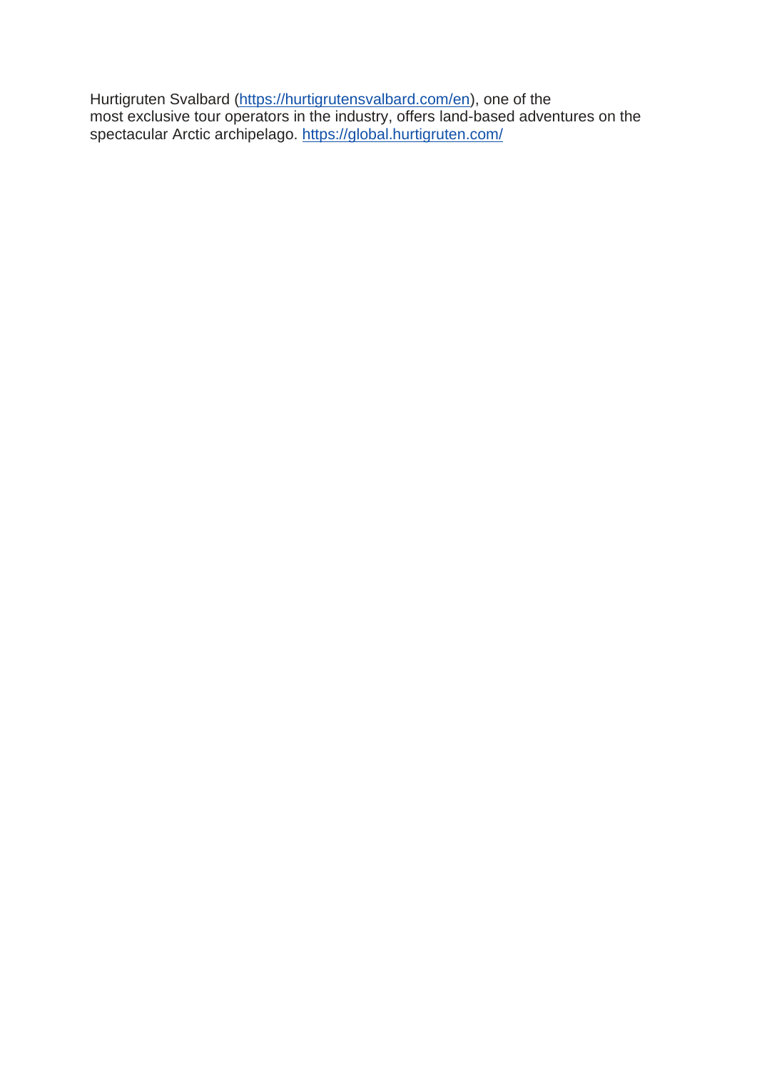Hurtigruten Svalbard (https://hurtigrutensvalbard.com/en), one of the most exclusive tour operators in the industry, offers land-based adventures on the spectacular Arctic archipelago. https://global.hurtigruten.com/